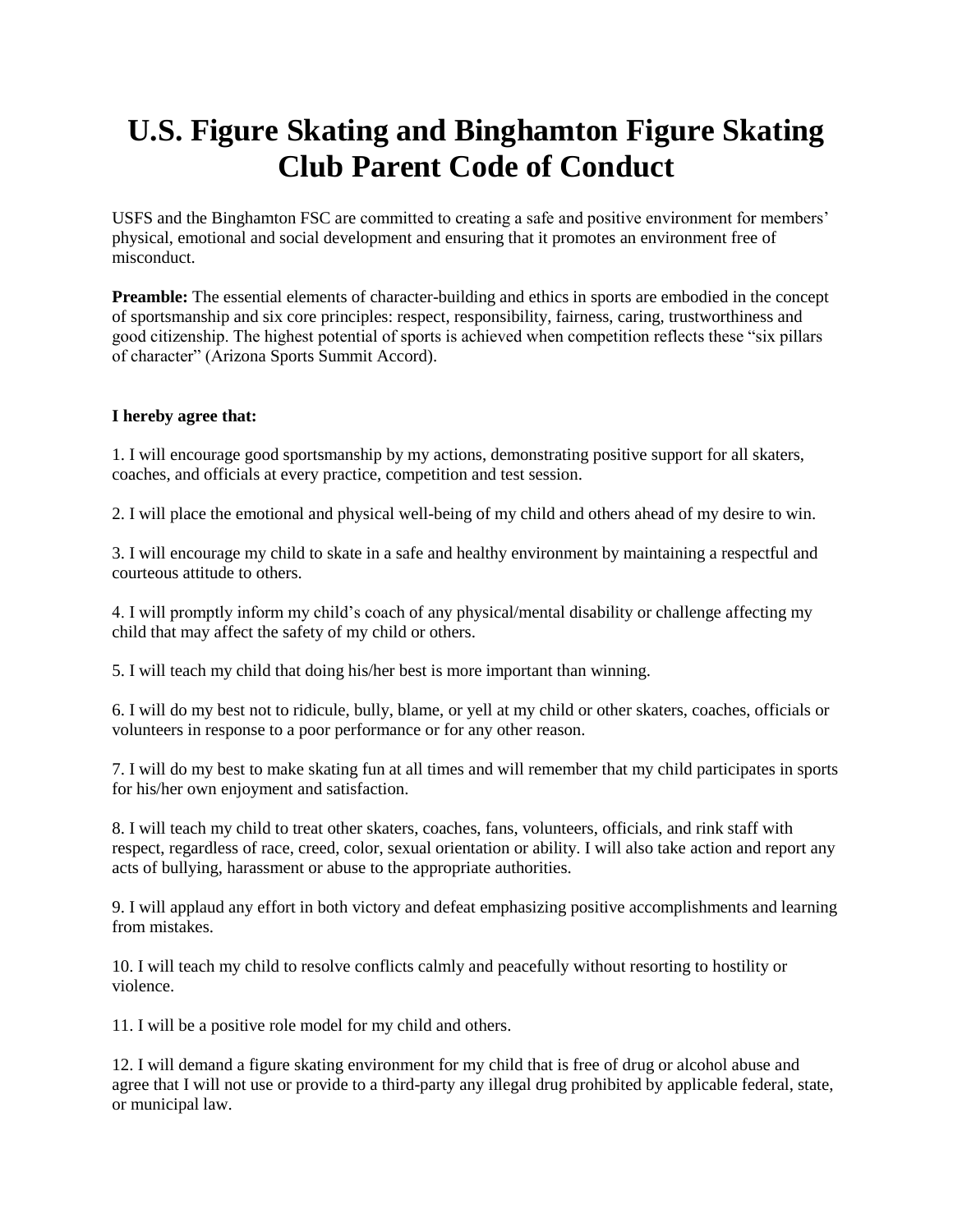# U.S. Figure Skating and Binghamton Figure Skating Club Parent Code of Conduct

USFS and the Binghamton FSC are committed to creating a safe and positive environment for members' physical, emotional and social development and ensuring that it promotes an environment free of misconduct.

**Preamble:** The essential elements of character-building and ethics in sports are embodied in the concept of sportsmanship and six core principles: respect, responsibility, fairness, caring, trustworthiness and good citizenship. The highest potential of sports is achieved when competition reflects these "six pillars of character" (Arizona Sports Summit Accord).

**I hereby agree that:**

1. I will encourage good sportsmanship by my actions, demonstrating positive support for all skaters, coaches, and officials at every practice, competition and test session.

2. I will place the emotional and physical well-being of my child and others ahead of my desire to win.

3. I will encourage my child to skate in a safe and healthy environment by maintaining a respectful and courteous attitude to others.

4. I will promptly inform my child's coach of any physical/mental disability or challenge affecting my child that may affect the safety of my child or others.

5. I will teach my child that doing his/her best is more important than winning.

6. I will do my best not to ridicule, bully, blame, or yell at my child or other skaters, coaches, officials or volunteers in response to a poor performance or for any other reason.

7. I will do my best to make skating fun at all times and will remember that my child participates in sports for his/her own enjoyment and satisfaction.

8. I will teach my child to treat other skaters, coaches, fans, volunteers, officials, and rink staff with respect, regardless of race, creed, color, sexual orientation or ability. I will also take action and report any acts of bullying, harassment or abuse to the appropriate authorities.

9. I will applaud any effort in both victory and defeat emphasizing positive accomplishments and learning from mistakes.

10. I will teach my child to resolve conflicts calmly and peacefully without resorting to hostility or violence.

11. I will be a positive role model for my child and others.

12. I will demand a figure skating environment for my child that is free of drug or alcohol abuse and agree that I will not use or provide to a third-party any illegal drug prohibited by applicable federal, state, or municipal law.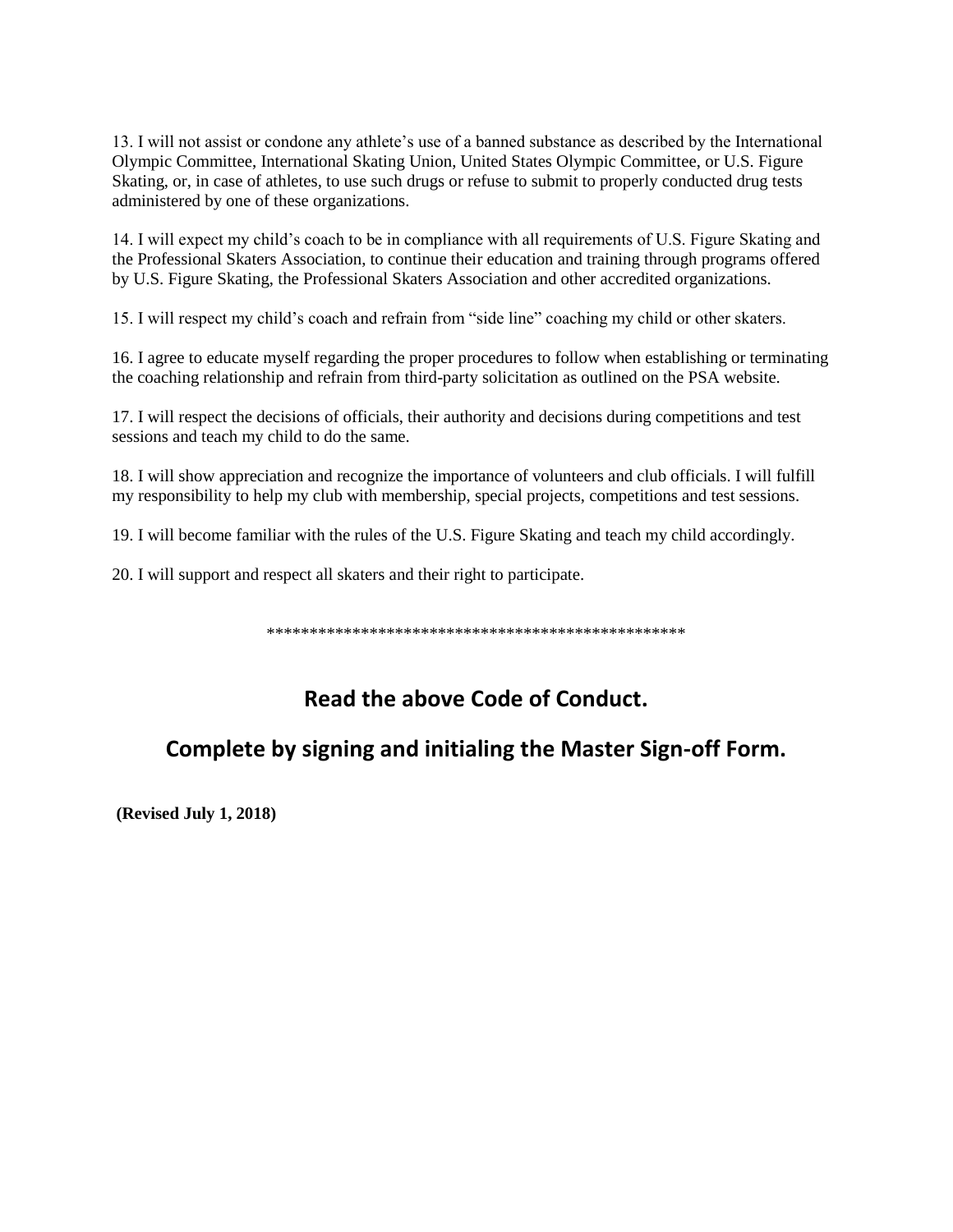13. I will not assist or condone any athlete's use of a banned substance as described by the International Olympic Committee, International Skating Union, United States Olympic Committee, or U.S. Figure Skating, or, in case of athletes, to use such drugs or refuse to submit to properly conducted drug tests administered by one of these organizations.

14. I will expect my child's coach to be in compliance with all requirements of U.S. Figure Skating and the Professional Skaters Association, to continue their education and training through programs offered by U.S. Figure Skating, the Professional Skaters Association and other accredited organizations.

15. I will respect my child's coach and refrain from "side line" coaching my child or other skaters.

16. I agree to educate myself regarding the proper procedures to follow when establishing or terminating the coaching relationship and refrain from third-party solicitation as outlined on the PSA website.

17. I will respect the decisions of officials, their authority and decisions during competitions and test sessions and teach my child to do the same.

18. I will show appreciation and recognize the importance of volunteers and club officials. I will fulfill my responsibility to help my club with membership, special projects, competitions and test sessions.

19. I will become familiar with the rules of the U.S. Figure Skating and teach my child accordingly.

20. I will support and respect all skaters and their right to participate.

**************************************************

## Read the above Code of Conduct.

## Complete by signing and initialing the Master Sign-off Form.

**(Revised July 1, 2018)**